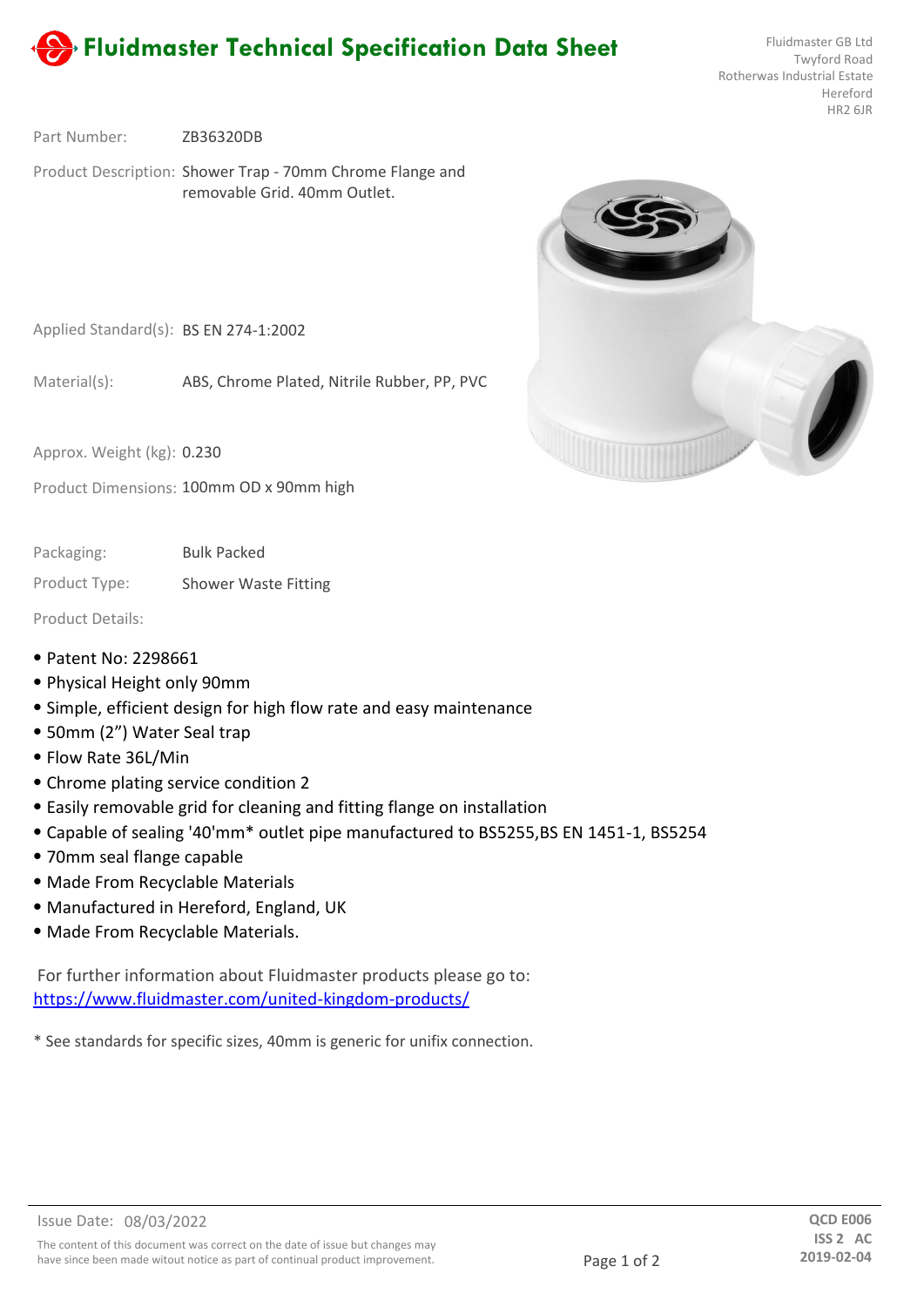# Fluidmaster Technical Specification Data Sheet

Fluidmaster GB Ltd
Twyford Road
Rotherwas Industrial Estate
Hereford
HR2 6JR

Part Number: ZB36320DB

Product Description: Shower Trap - 70mm Chrome Flange and removable Grid. 40mm Outlet.

Applied Standard(s): BS EN 274-1:2002

Material(s): ABS, Chrome Plated, Nitrile Rubber, PP, PVC

Approx. Weight (kg): 0.230

Product Dimensions: 100mm OD x 90mm high

Packaging: Bulk Packed

Product Type: Shower Waste Fitting

Product Details:

- Patent No: 2298661
- Physical Height only 90mm
- Simple, efficient design for high flow rate and easy maintenance
- 50mm (2”) Water Seal trap
- Flow Rate 36L/Min
- Chrome plating service condition 2
- Easily removable grid for cleaning and fitting flange on installation
- Capable of sealing '40'mm* outlet pipe manufactured to BS5255,BS EN 1451-1, BS5254
- 70mm seal flange capable
- Made From Recyclable Materials
- Manufactured in Hereford, England, UK
- Made From Recyclable Materials.

For further information about Fluidmaster products please go to:
https://www.fluidmaster.com/united-kingdom-products/

* See standards for specific sizes, 40mm is generic for unifix connection.

Issue Date: 08/03/2022

The content of this document was correct on the date of issue but changes may have since been made witout notice as part of continual product improvement.

QCD E006
ISS 2 AC
2019-02-04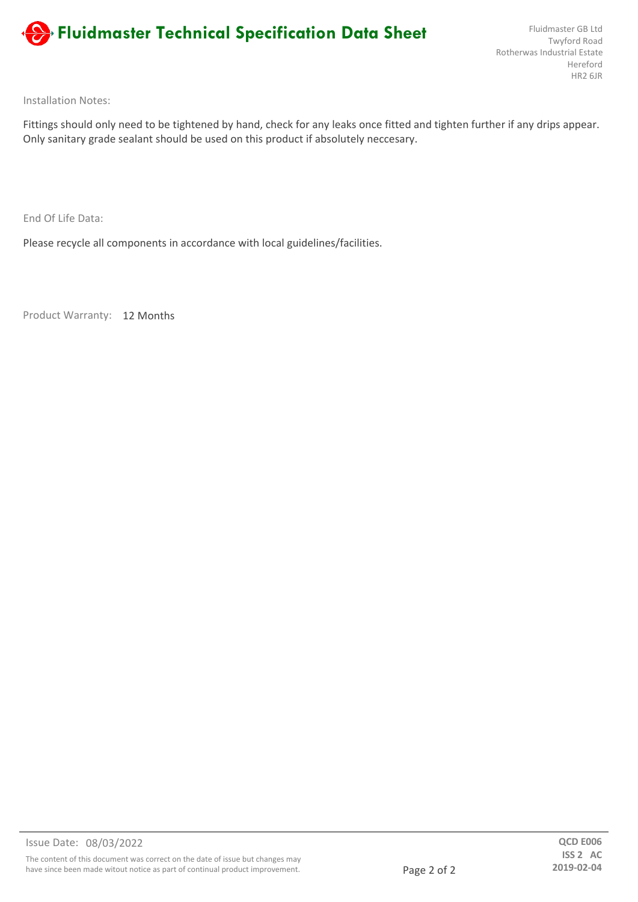Installation Notes:

Fittings should only need to be tightened by hand, check for any leaks once fitted and tighten further if any drips appear. Only sanitary grade sealant should be used on this product if absolutely neccesary.

End Of Life Data:

Please recycle all components in accordance with local guidelines/facilities.

Product Warranty: 12 Months

Issue Date: 08/03/2022

The content of this document was correct on the date of issue but changes may have since been made witout notice as part of continual product improvement.

**QCD E006**
**ISS 2 AC**
**2019-02-04**